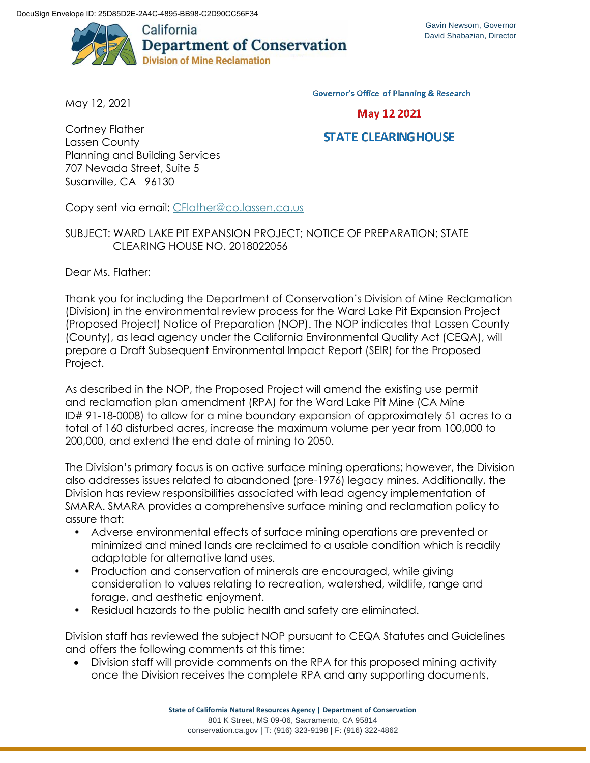DocuSign Envelope ID: 25D85D2E-2A4C-4895-BB98-C2D90CC56F34

California
**Department of Conservation**
**Division of Mine Reclamation**

Gavin Newsom, Governor
David Shabazian, Director

Governor's Office of Planning & Research

May 12 2021

STATE CLEARINGHOUSE

May 12, 2021

Cortney Flather
Lassen County
Planning and Building Services
707 Nevada Street, Suite 5
Susanville, CA 96130

Copy sent via email: CFlather@co.lassen.ca.us

SUBJECT: WARD LAKE PIT EXPANSION PROJECT; NOTICE OF PREPARATION; STATE CLEARING HOUSE NO. 2018022056

Dear Ms. Flather:

Thank you for including the Department of Conservation's Division of Mine Reclamation (Division) in the environmental review process for the Ward Lake Pit Expansion Project (Proposed Project) Notice of Preparation (NOP). The NOP indicates that Lassen County (County), as lead agency under the California Environmental Quality Act (CEQA), will prepare a Draft Subsequent Environmental Impact Report (SEIR) for the Proposed Project.

As described in the NOP, the Proposed Project will amend the existing use permit and reclamation plan amendment (RPA) for the Ward Lake Pit Mine (CA Mine ID# 91-18-0008) to allow for a mine boundary expansion of approximately 51 acres to a total of 160 disturbed acres, increase the maximum volume per year from 100,000 to 200,000, and extend the end date of mining to 2050.

The Division's primary focus is on active surface mining operations; however, the Division also addresses issues related to abandoned (pre-1976) legacy mines. Additionally, the Division has review responsibilities associated with lead agency implementation of SMARA. SMARA provides a comprehensive surface mining and reclamation policy to assure that:

- Adverse environmental effects of surface mining operations are prevented or minimized and mined lands are reclaimed to a usable condition which is readily adaptable for alternative land uses.
- Production and conservation of minerals are encouraged, while giving consideration to values relating to recreation, watershed, wildlife, range and forage, and aesthetic enjoyment.
- Residual hazards to the public health and safety are eliminated.

Division staff has reviewed the subject NOP pursuant to CEQA Statutes and Guidelines and offers the following comments at this time:

- Division staff will provide comments on the RPA for this proposed mining activity once the Division receives the complete RPA and any supporting documents,

**State of California Natural Resources Agency | Department of Conservation**
801 K Street, MS 09-06, Sacramento, CA 95814
conservation.ca.gov | T: (916) 323-9198 | F: (916) 322-4862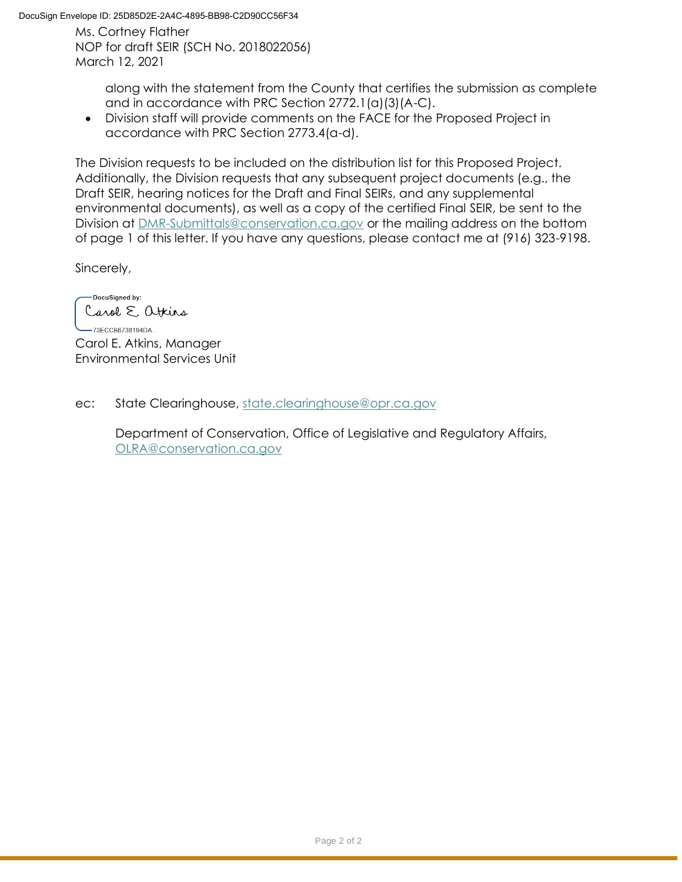along with the statement from the County that certifies the submission as complete and in accordance with PRC Section 2772.1(a)(3)(A-C).

- Division staff will provide comments on the FACE for the Proposed Project in accordance with PRC Section 2773.4(a-d).

The Division requests to be included on the distribution list for this Proposed Project. Additionally, the Division requests that any subsequent project documents (e.g., the Draft SEIR, hearing notices for the Draft and Final SEIRs, and any supplemental environmental documents), as well as a copy of the certified Final SEIR, be sent to the Division at DMR-Submittals@conservation.ca.gov or the mailing address on the bottom of page 1 of this letter. If you have any questions, please contact me at (916) 323-9198.

Sincerely,

DocuSigned by:
Carol E. Atkins
73ECCB6738194DA

Carol E. Atkins, Manager
Environmental Services Unit

ec: State Clearinghouse, state.clearinghouse@opr.ca.gov

Department of Conservation, Office of Legislative and Regulatory Affairs, OLRA@conservation.ca.gov